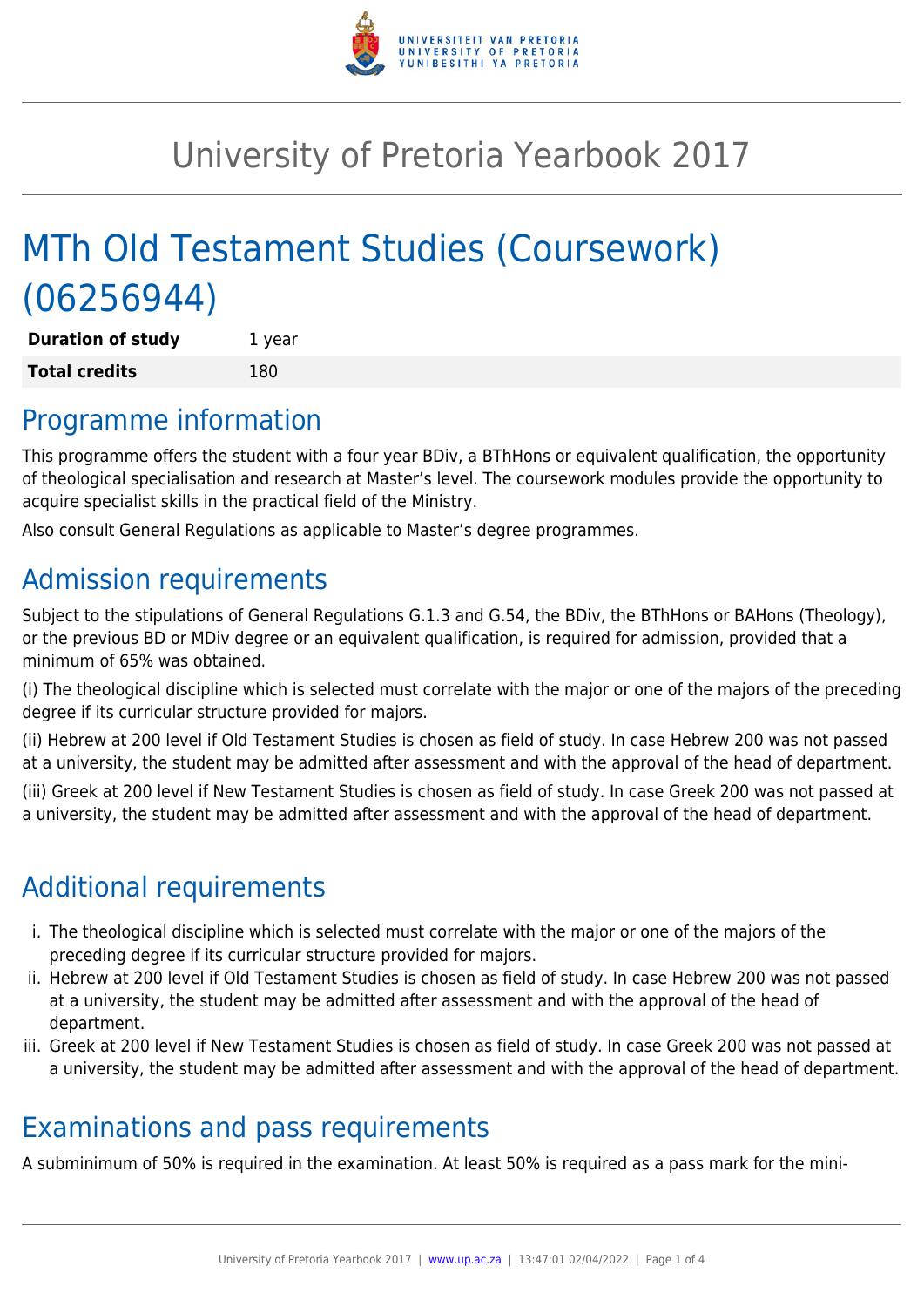# University of Pretoria Yearbook 2017

# MTh Old Testament Studies (Coursework) (06256944)

| | |
|---|---|
| **Duration of study** | 1 year |
| **Total credits** | 180 |

## Programme information

This programme offers the student with a four year BDiv, a BThHons or equivalent qualification, the opportunity of theological specialisation and research at Master's level. The coursework modules provide the opportunity to acquire specialist skills in the practical field of the Ministry.

Also consult General Regulations as applicable to Master's degree programmes.

## Admission requirements

Subject to the stipulations of General Regulations G.1.3 and G.54, the BDiv, the BThHons or BAHons (Theology), or the previous BD or MDiv degree or an equivalent qualification, is required for admission, provided that a minimum of 65% was obtained.

(i) The theological discipline which is selected must correlate with the major or one of the majors of the preceding degree if its curricular structure provided for majors.

(ii) Hebrew at 200 level if Old Testament Studies is chosen as field of study. In case Hebrew 200 was not passed at a university, the student may be admitted after assessment and with the approval of the head of department.

(iii) Greek at 200 level if New Testament Studies is chosen as field of study. In case Greek 200 was not passed at a university, the student may be admitted after assessment and with the approval of the head of department.

## Additional requirements

i. The theological discipline which is selected must correlate with the major or one of the majors of the preceding degree if its curricular structure provided for majors.
ii. Hebrew at 200 level if Old Testament Studies is chosen as field of study. In case Hebrew 200 was not passed at a university, the student may be admitted after assessment and with the approval of the head of department.
iii. Greek at 200 level if New Testament Studies is chosen as field of study. In case Greek 200 was not passed at a university, the student may be admitted after assessment and with the approval of the head of department.

## Examinations and pass requirements

A subminimum of 50% is required in the examination. At least 50% is required as a pass mark for the mini-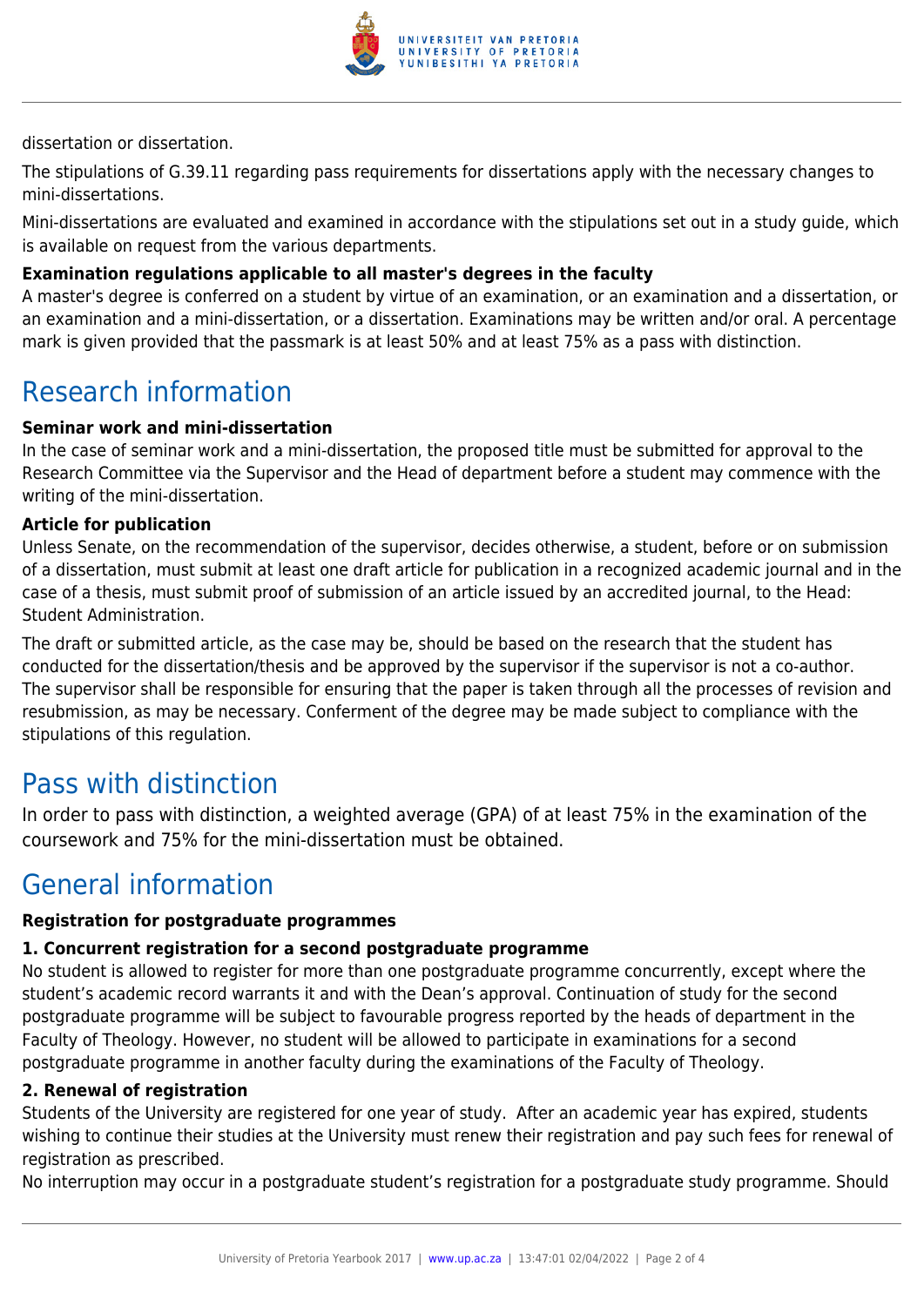dissertation or dissertation.

The stipulations of G.39.11 regarding pass requirements for dissertations apply with the necessary changes to mini-dissertations.

Mini-dissertations are evaluated and examined in accordance with the stipulations set out in a study guide, which is available on request from the various departments.

**Examination regulations applicable to all master's degrees in the faculty**

A master's degree is conferred on a student by virtue of an examination, or an examination and a dissertation, or an examination and a mini-dissertation, or a dissertation. Examinations may be written and/or oral. A percentage mark is given provided that the passmark is at least 50% and at least 75% as a pass with distinction.

## Research information

**Seminar work and mini-dissertation**

In the case of seminar work and a mini-dissertation, the proposed title must be submitted for approval to the Research Committee via the Supervisor and the Head of department before a student may commence with the writing of the mini-dissertation.

**Article for publication**

Unless Senate, on the recommendation of the supervisor, decides otherwise, a student, before or on submission of a dissertation, must submit at least one draft article for publication in a recognized academic journal and in the case of a thesis, must submit proof of submission of an article issued by an accredited journal, to the Head: Student Administration.

The draft or submitted article, as the case may be, should be based on the research that the student has conducted for the dissertation/thesis and be approved by the supervisor if the supervisor is not a co-author. The supervisor shall be responsible for ensuring that the paper is taken through all the processes of revision and resubmission, as may be necessary. Conferment of the degree may be made subject to compliance with the stipulations of this regulation.

## Pass with distinction

In order to pass with distinction, a weighted average (GPA) of at least 75% in the examination of the coursework and 75% for the mini-dissertation must be obtained.

## General information

**Registration for postgraduate programmes**

**1. Concurrent registration for a second postgraduate programme**

No student is allowed to register for more than one postgraduate programme concurrently, except where the student's academic record warrants it and with the Dean's approval. Continuation of study for the second postgraduate programme will be subject to favourable progress reported by the heads of department in the Faculty of Theology. However, no student will be allowed to participate in examinations for a second postgraduate programme in another faculty during the examinations of the Faculty of Theology.

**2. Renewal of registration**

Students of the University are registered for one year of study. After an academic year has expired, students wishing to continue their studies at the University must renew their registration and pay such fees for renewal of registration as prescribed.

No interruption may occur in a postgraduate student's registration for a postgraduate study programme. Should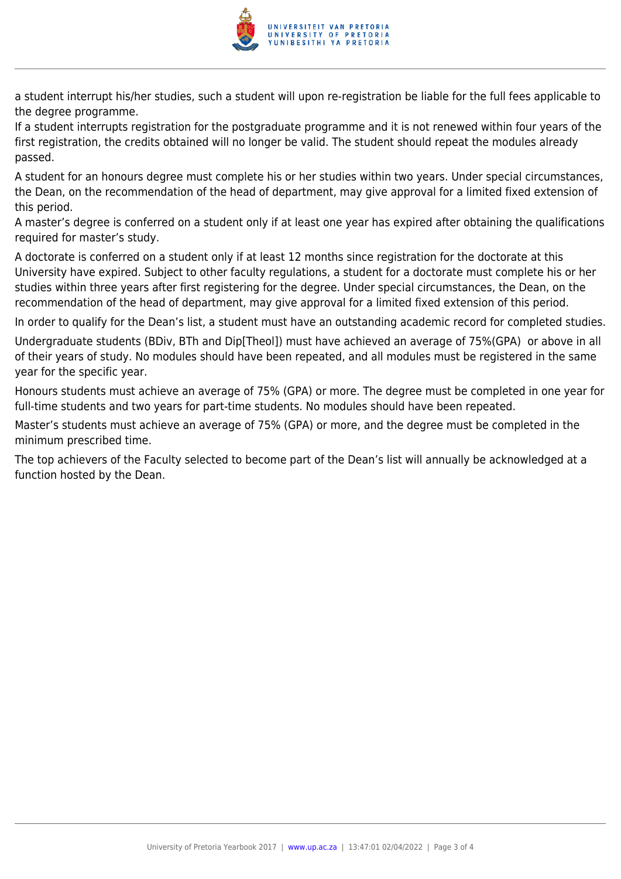a student interrupt his/her studies, such a student will upon re-registration be liable for the full fees applicable to the degree programme.
If a student interrupts registration for the postgraduate programme and it is not renewed within four years of the first registration, the credits obtained will no longer be valid. The student should repeat the modules already passed.

A student for an honours degree must complete his or her studies within two years. Under special circumstances, the Dean, on the recommendation of the head of department, may give approval for a limited fixed extension of this period.
A master's degree is conferred on a student only if at least one year has expired after obtaining the qualifications required for master's study.

A doctorate is conferred on a student only if at least 12 months since registration for the doctorate at this University have expired. Subject to other faculty regulations, a student for a doctorate must complete his or her studies within three years after first registering for the degree. Under special circumstances, the Dean, on the recommendation of the head of department, may give approval for a limited fixed extension of this period.

In order to qualify for the Dean's list, a student must have an outstanding academic record for completed studies.

Undergraduate students (BDiv, BTh and Dip[Theol]) must have achieved an average of 75%(GPA) or above in all of their years of study. No modules should have been repeated, and all modules must be registered in the same year for the specific year.

Honours students must achieve an average of 75% (GPA) or more. The degree must be completed in one year for full-time students and two years for part-time students. No modules should have been repeated.

Master's students must achieve an average of 75% (GPA) or more, and the degree must be completed in the minimum prescribed time.

The top achievers of the Faculty selected to become part of the Dean's list will annually be acknowledged at a function hosted by the Dean.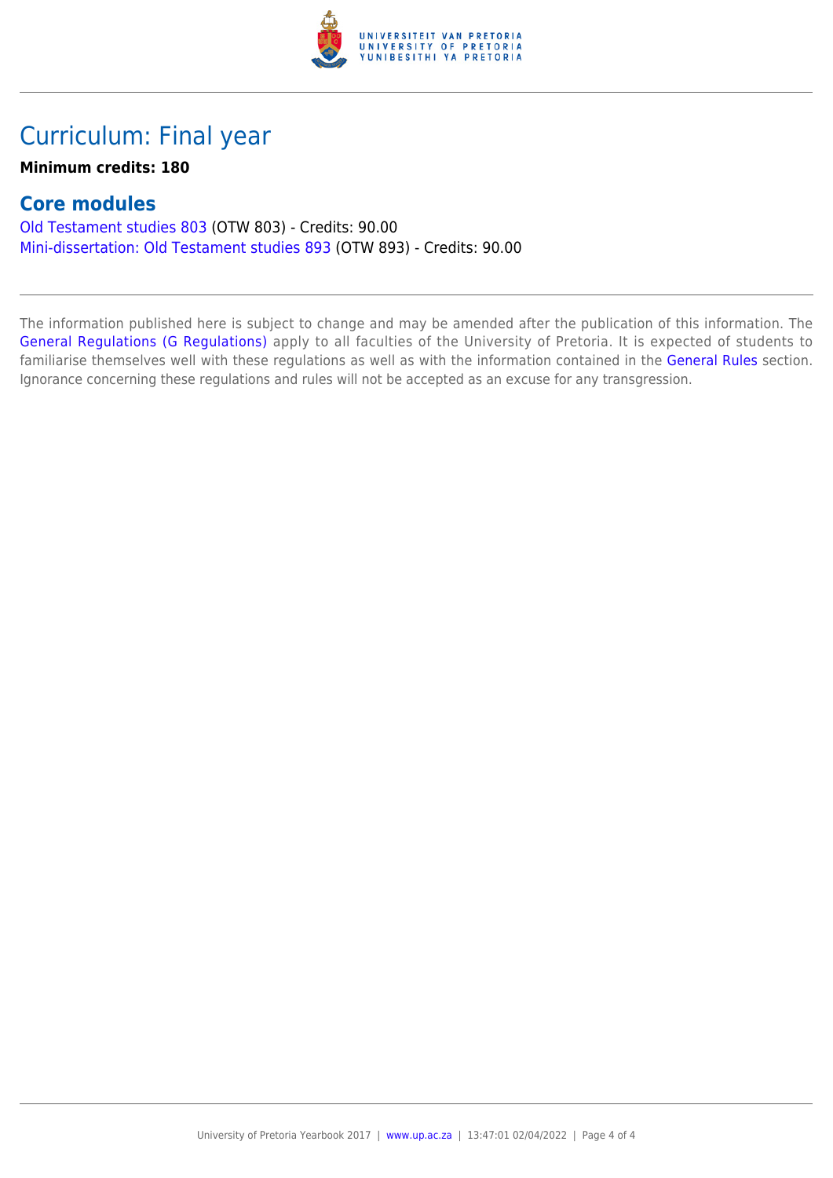## Curriculum: Final year

**Minimum credits: 180**

### Core modules

Old Testament studies 803 (OTW 803) - Credits: 90.00
Mini-dissertation: Old Testament studies 893 (OTW 893) - Credits: 90.00

The information published here is subject to change and may be amended after the publication of this information. The General Regulations (G Regulations) apply to all faculties of the University of Pretoria. It is expected of students to familiarise themselves well with these regulations as well as with the information contained in the General Rules section. Ignorance concerning these regulations and rules will not be accepted as an excuse for any transgression.